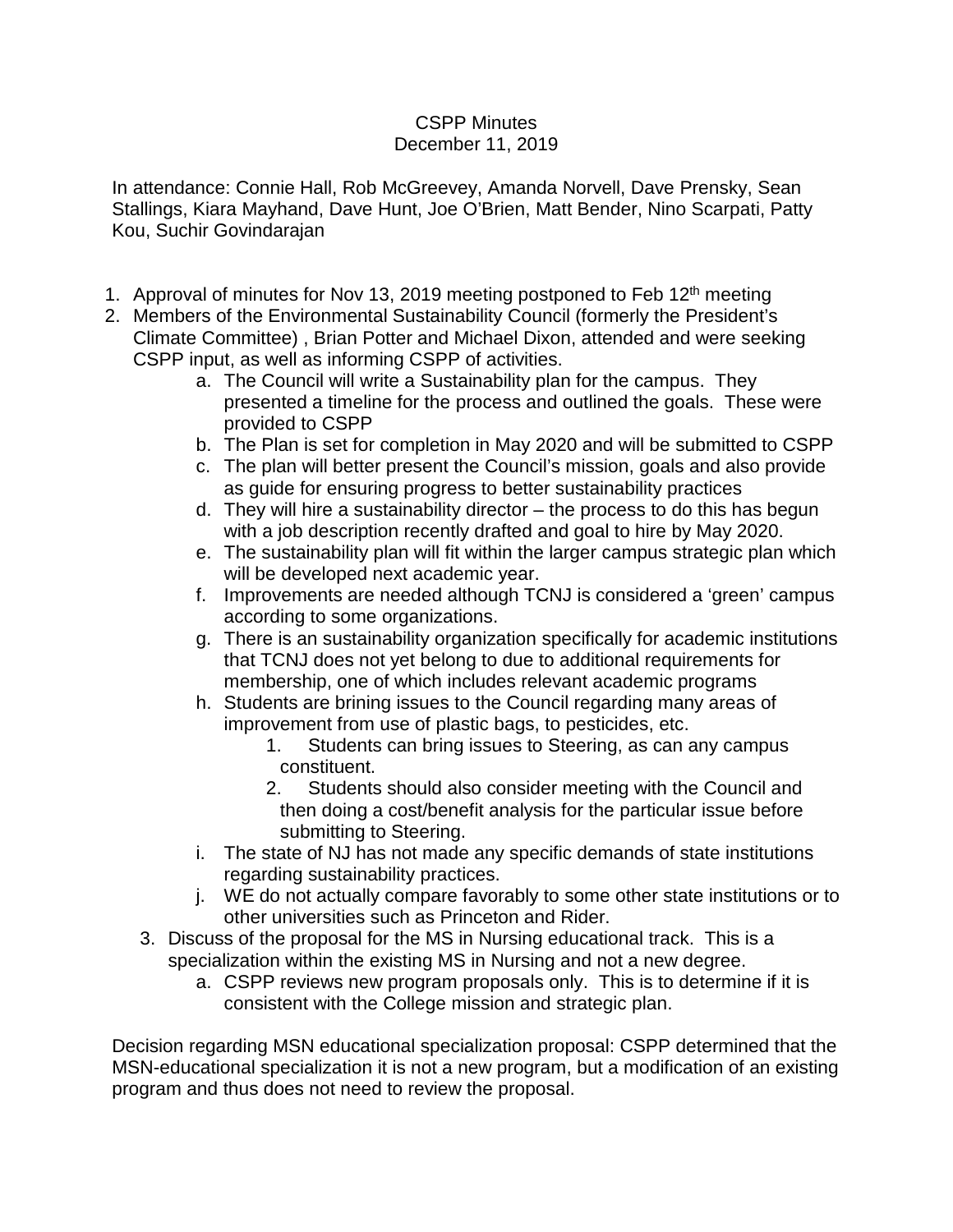CSPP Minutes
December 11, 2019

In attendance: Connie Hall, Rob McGreevey, Amanda Norvell, Dave Prensky, Sean Stallings, Kiara Mayhand, Dave Hunt, Joe O'Brien, Matt Bender, Nino Scarpati, Patty Kou, Suchir Govindarajan

1. Approval of minutes for Nov 13, 2019 meeting postponed to Feb 12th meeting
2. Members of the Environmental Sustainability Council (formerly the President's Climate Committee) , Brian Potter and Michael Dixon, attended and were seeking CSPP input, as well as informing CSPP of activities.
   a. The Council will write a Sustainability plan for the campus. They presented a timeline for the process and outlined the goals. These were provided to CSPP
   b. The Plan is set for completion in May 2020 and will be submitted to CSPP
   c. The plan will better present the Council's mission, goals and also provide as guide for ensuring progress to better sustainability practices
   d. They will hire a sustainability director – the process to do this has begun with a job description recently drafted and goal to hire by May 2020.
   e. The sustainability plan will fit within the larger campus strategic plan which will be developed next academic year.
   f. Improvements are needed although TCNJ is considered a 'green' campus according to some organizations.
   g. There is an sustainability organization specifically for academic institutions that TCNJ does not yet belong to due to additional requirements for membership, one of which includes relevant academic programs
   h. Students are brining issues to the Council regarding many areas of improvement from use of plastic bags, to pesticides, etc.
      1. Students can bring issues to Steering, as can any campus constituent.
      2. Students should also consider meeting with the Council and then doing a cost/benefit analysis for the particular issue before submitting to Steering.
   i. The state of NJ has not made any specific demands of state institutions regarding sustainability practices.
   j. WE do not actually compare favorably to some other state institutions or to other universities such as Princeton and Rider.
3. Discuss of the proposal for the MS in Nursing educational track. This is a specialization within the existing MS in Nursing and not a new degree.
   a. CSPP reviews new program proposals only. This is to determine if it is consistent with the College mission and strategic plan.

Decision regarding MSN educational specialization proposal: CSPP determined that the MSN-educational specialization it is not a new program, but a modification of an existing program and thus does not need to review the proposal.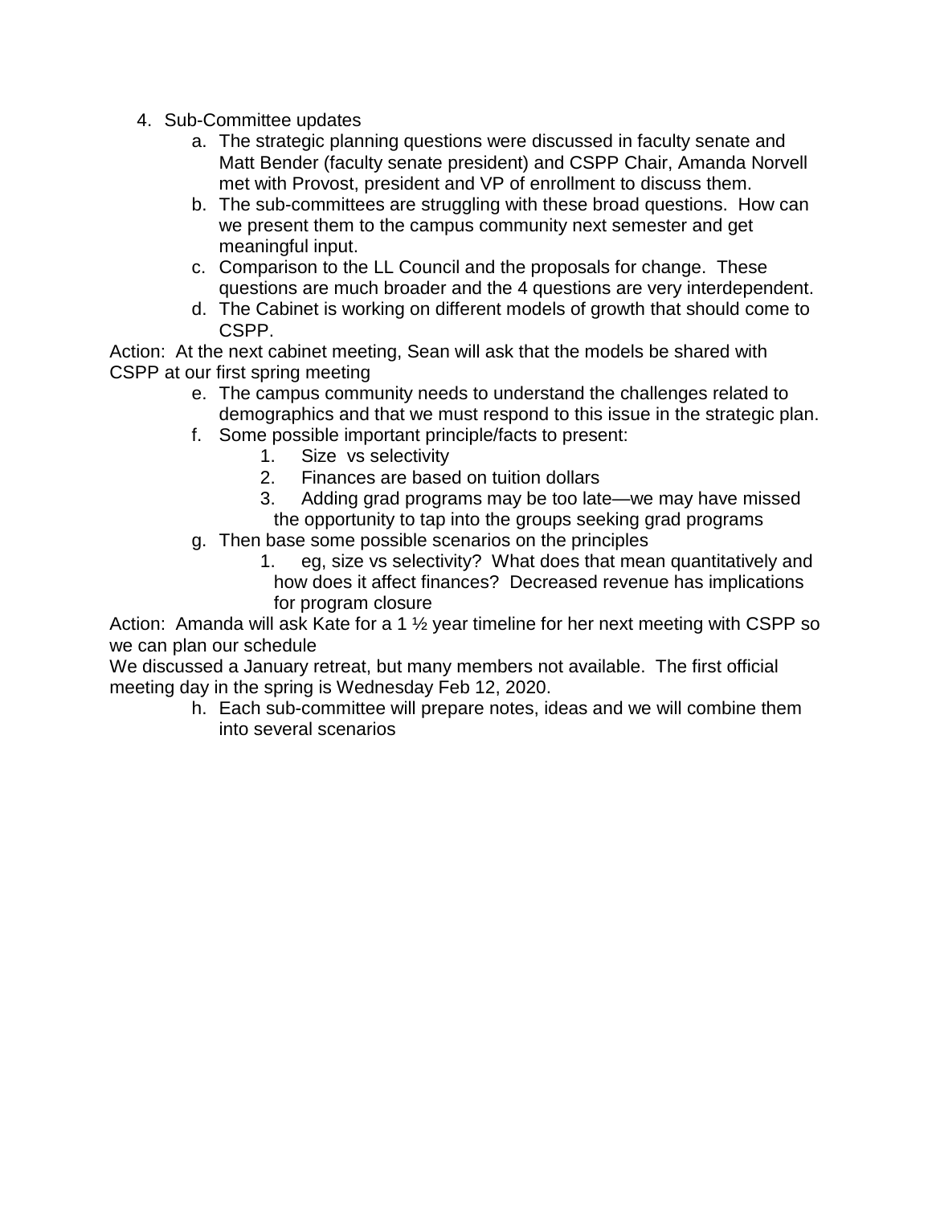4. Sub-Committee updates
    a. The strategic planning questions were discussed in faculty senate and Matt Bender (faculty senate president) and CSPP Chair, Amanda Norvell met with Provost, president and VP of enrollment to discuss them.
    b. The sub-committees are struggling with these broad questions. How can we present them to the campus community next semester and get meaningful input.
    c. Comparison to the LL Council and the proposals for change. These questions are much broader and the 4 questions are very interdependent.
    d. The Cabinet is working on different models of growth that should come to CSPP.

Action: At the next cabinet meeting, Sean will ask that the models be shared with CSPP at our first spring meeting

   e. The campus community needs to understand the challenges related to demographics and that we must respond to this issue in the strategic plan.
   f. Some possible important principle/facts to present:
      1. Size vs selectivity
      2. Finances are based on tuition dollars
      3. Adding grad programs may be too late—we may have missed the opportunity to tap into the groups seeking grad programs
   g. Then base some possible scenarios on the principles
      1. eg, size vs selectivity? What does that mean quantitatively and how does it affect finances? Decreased revenue has implications for program closure

Action: Amanda will ask Kate for a 1 ½ year timeline for her next meeting with CSPP so we can plan our schedule

We discussed a January retreat, but many members not available. The first official meeting day in the spring is Wednesday Feb 12, 2020.

   h. Each sub-committee will prepare notes, ideas and we will combine them into several scenarios